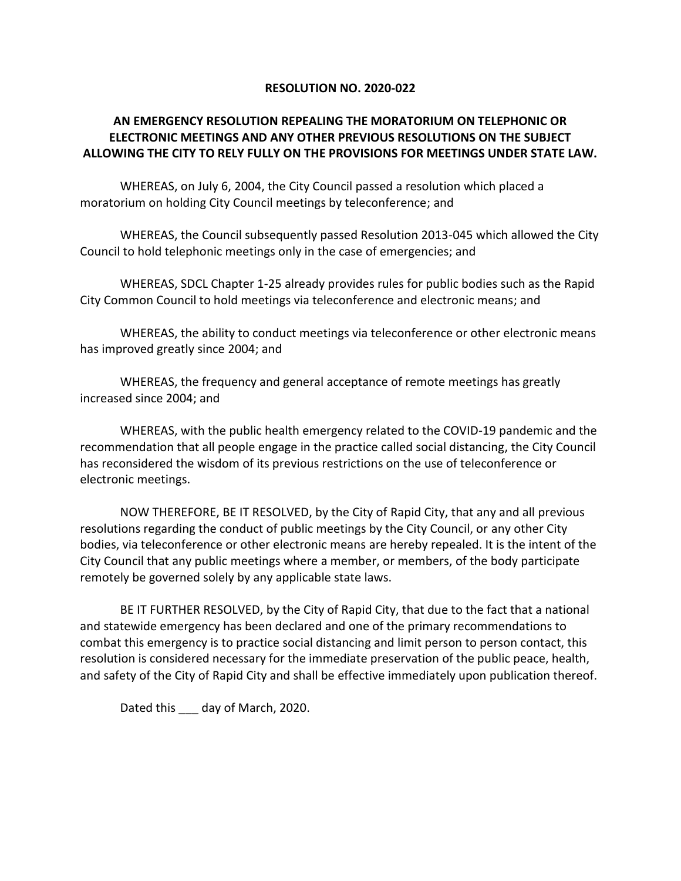# RESOLUTION NO. 2020-022

## AN EMERGENCY RESOLUTION REPEALING THE MORATORIUM ON TELEPHONIC OR ELECTRONIC MEETINGS AND ANY OTHER PREVIOUS RESOLUTIONS ON THE SUBJECT ALLOWING THE CITY TO RELY FULLY ON THE PROVISIONS FOR MEETINGS UNDER STATE LAW.

WHEREAS, on July 6, 2004, the City Council passed a resolution which placed a moratorium on holding City Council meetings by teleconference; and

WHEREAS, the Council subsequently passed Resolution 2013-045 which allowed the City Council to hold telephonic meetings only in the case of emergencies; and

WHEREAS, SDCL Chapter 1-25 already provides rules for public bodies such as the Rapid City Common Council to hold meetings via teleconference and electronic means; and

WHEREAS, the ability to conduct meetings via teleconference or other electronic means has improved greatly since 2004; and

WHEREAS, the frequency and general acceptance of remote meetings has greatly increased since 2004; and

WHEREAS, with the public health emergency related to the COVID-19 pandemic and the recommendation that all people engage in the practice called social distancing, the City Council has reconsidered the wisdom of its previous restrictions on the use of teleconference or electronic meetings.

NOW THEREFORE, BE IT RESOLVED, by the City of Rapid City, that any and all previous resolutions regarding the conduct of public meetings by the City Council, or any other City bodies, via teleconference or other electronic means are hereby repealed. It is the intent of the City Council that any public meetings where a member, or members, of the body participate remotely be governed solely by any applicable state laws.

BE IT FURTHER RESOLVED, by the City of Rapid City, that due to the fact that a national and statewide emergency has been declared and one of the primary recommendations to combat this emergency is to practice social distancing and limit person to person contact, this resolution is considered necessary for the immediate preservation of the public peace, health, and safety of the City of Rapid City and shall be effective immediately upon publication thereof.

Dated this ___ day of March, 2020.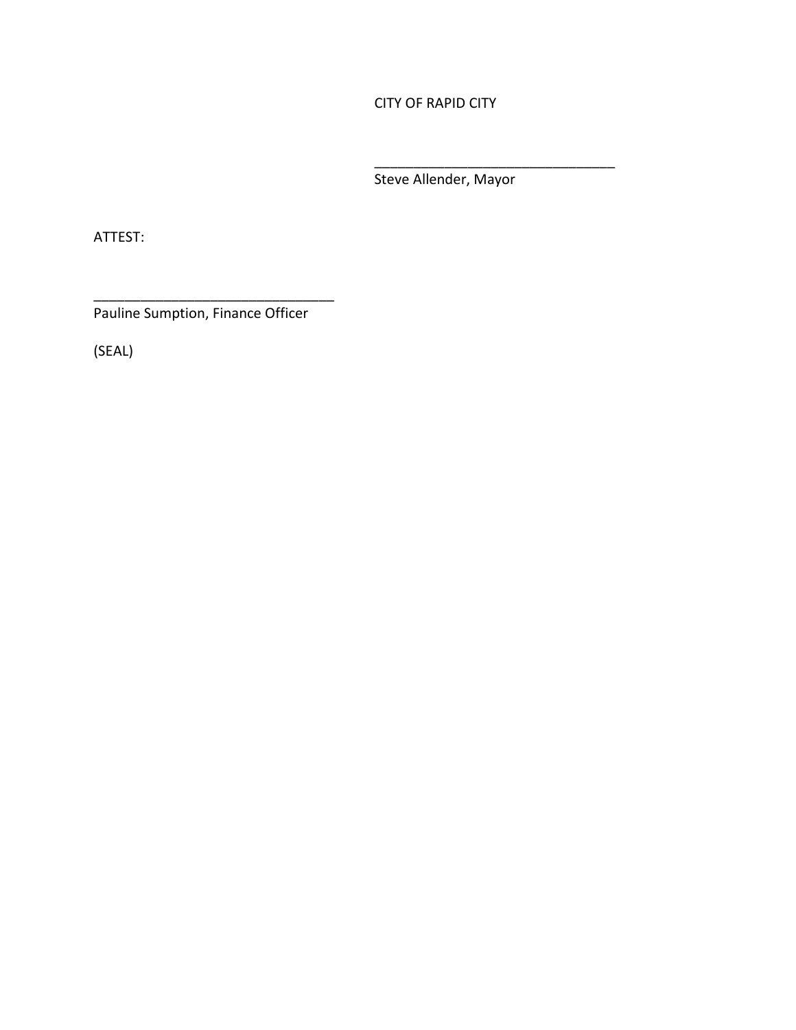CITY OF RAPID CITY

________________________________
Steve Allender, Mayor

ATTEST:

________________________________
Pauline Sumption, Finance Officer

(SEAL)